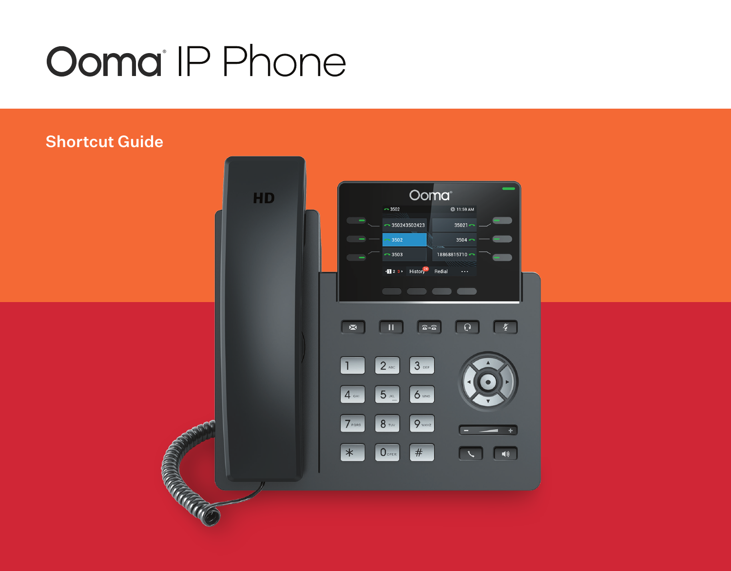# Ooma® IP Phone

## Shortcut Guide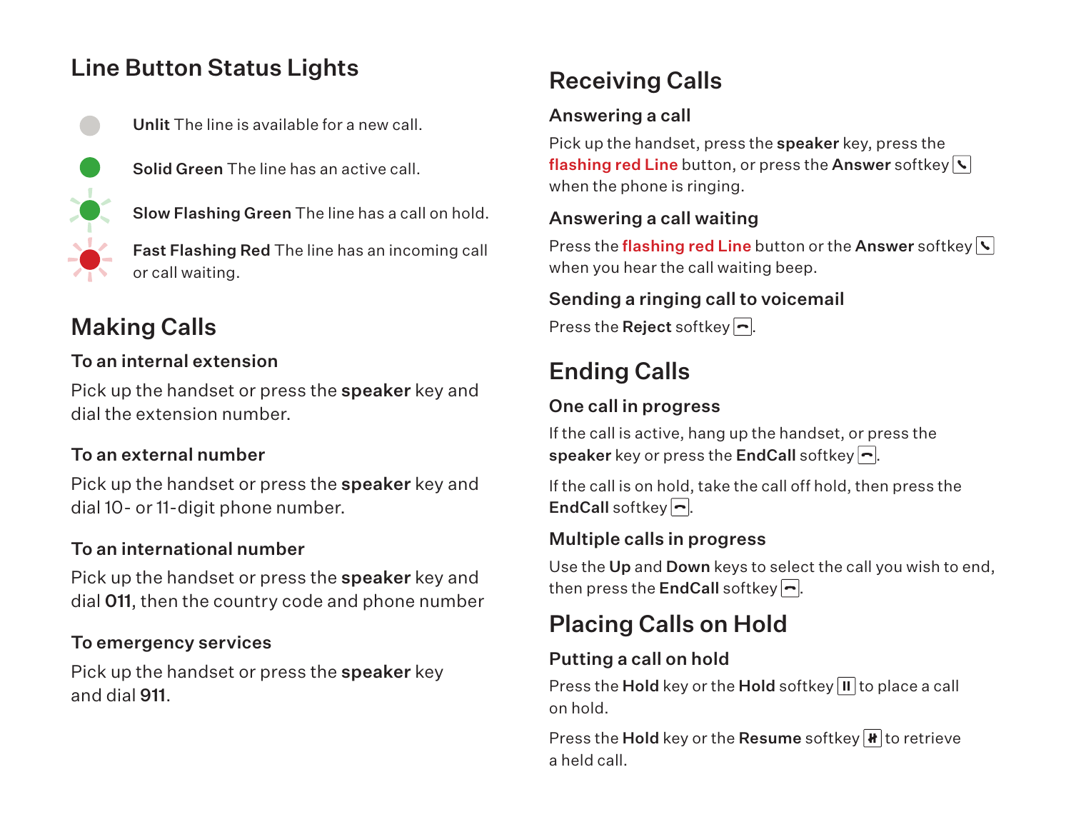## Line Button Status Lights

**Unlit** The line is available for a new call.

**Solid Green** The line has an active call.

**Slow Flashing Green** The line has a call on hold.

**Fast Flashing Red** The line has an incoming call or call waiting.

## Making Calls

### To an internal extension

Pick up the handset or press the **speaker** key and dial the extension number.

### To an external number

Pick up the handset or press the **speaker** key and dial 10- or 11-digit phone number.

### To an international number

Pick up the handset or press the **speaker** key and dial **011**, then the country code and phone number

### To emergency services

Pick up the handset or press the **speaker** key and dial **911**.

## Receiving Calls

### Answering a call

Pick up the handset, press the **speaker** key, press the **flashing red Line** button, or press the **Answer** softkey when the phone is ringing.

### Answering a call waiting

Press the **flashing red Line** button or the **Answer** softkey when you hear the call waiting beep.

### Sending a ringing call to voicemail

Press the **Reject** softkey.

## Ending Calls

### One call in progress

If the call is active, hang up the handset, or press the **speaker** key or press the **EndCall** softkey.

If the call is on hold, take the call off hold, then press the **EndCall** softkey.

### Multiple calls in progress

Use the **Up** and **Down** keys to select the call you wish to end, then press the **EndCall** softkey.

## Placing Calls on Hold

### Putting a call on hold

Press the **Hold** key or the **Hold** softkey to place a call on hold.

Press the **Hold** key or the **Resume** softkey to retrieve a held call.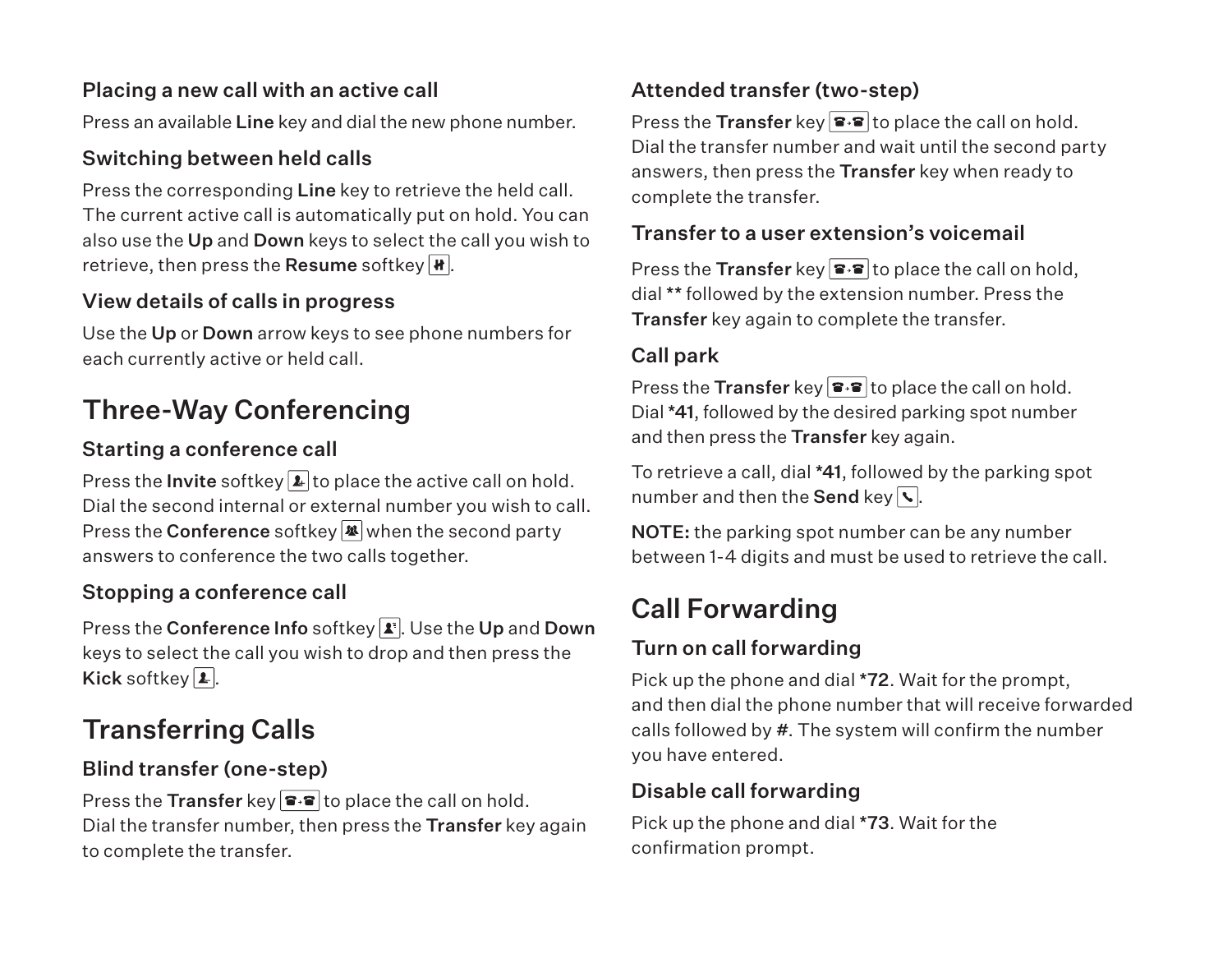### Placing a new call with an active call

Press an available **Line** key and dial the new phone number.

### Switching between held calls

Press the corresponding **Line** key to retrieve the held call. The current active call is automatically put on hold. You can also use the **Up** and **Down** keys to select the call you wish to retrieve, then press the **Resume** softkey.

### View details of calls in progress

Use the **Up** or **Down** arrow keys to see phone numbers for each currently active or held call.

## Three-Way Conferencing

### Starting a conference call

Press the **Invite** softkey to place the active call on hold. Dial the second internal or external number you wish to call. Press the **Conference** softkey when the second party answers to conference the two calls together.

### Stopping a conference call

Press the **Conference Info** softkey. Use the **Up** and **Down** keys to select the call you wish to drop and then press the **Kick** softkey.

## Transferring Calls

### Blind transfer (one-step)

Press the **Transfer** key to place the call on hold. Dial the transfer number, then press the **Transfer** key again to complete the transfer.

### Attended transfer (two-step)

Press the **Transfer** key to place the call on hold. Dial the transfer number and wait until the second party answers, then press the **Transfer** key when ready to complete the transfer.

### Transfer to a user extension's voicemail

Press the **Transfer** key to place the call on hold, dial ** followed by the extension number. Press the **Transfer** key again to complete the transfer.

### Call park

Press the **Transfer** key to place the call on hold. Dial ***41**, followed by the desired parking spot number and then press the **Transfer** key again.

To retrieve a call, dial ***41**, followed by the parking spot number and then the **Send** key.

**NOTE:** the parking spot number can be any number between 1-4 digits and must be used to retrieve the call.

## Call Forwarding

### Turn on call forwarding

Pick up the phone and dial ***72**. Wait for the prompt, and then dial the phone number that will receive forwarded calls followed by **#**. The system will confirm the number you have entered.

### Disable call forwarding

Pick up the phone and dial ***73**. Wait for the confirmation prompt.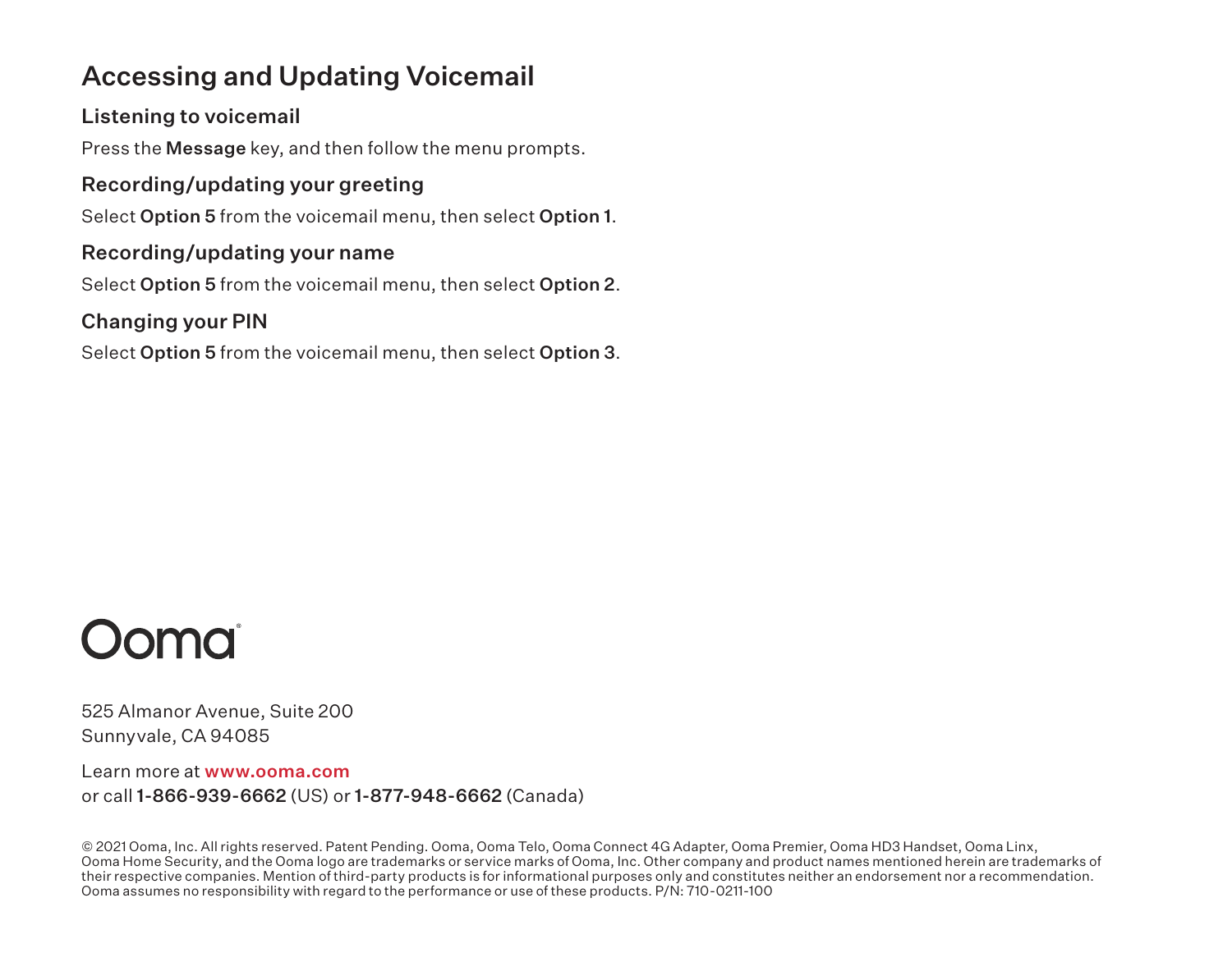## Accessing and Updating Voicemail

### Listening to voicemail

Press the **Message** key, and then follow the menu prompts.

### Recording/updating your greeting

Select **Option 5** from the voicemail menu, then select **Option 1**.

### Recording/updating your name

Select **Option 5** from the voicemail menu, then select **Option 2**.

### Changing your PIN

Select **Option 5** from the voicemail menu, then select **Option 3**.

Ooma®

525 Almanor Avenue, Suite 200
Sunnyvale, CA 94085

Learn more at **www.ooma.com**
or call **1-866-939-6662** (US) or **1-877-948-6662** (Canada)

© 2021 Ooma, Inc. All rights reserved. Patent Pending. Ooma, Ooma Telo, Ooma Connect 4G Adapter, Ooma Premier, Ooma HD3 Handset, Ooma Linx, Ooma Home Security, and the Ooma logo are trademarks or service marks of Ooma, Inc. Other company and product names mentioned herein are trademarks of their respective companies. Mention of third-party products is for informational purposes only and constitutes neither an endorsement nor a recommendation. Ooma assumes no responsibility with regard to the performance or use of these products. P/N: 710-0211-100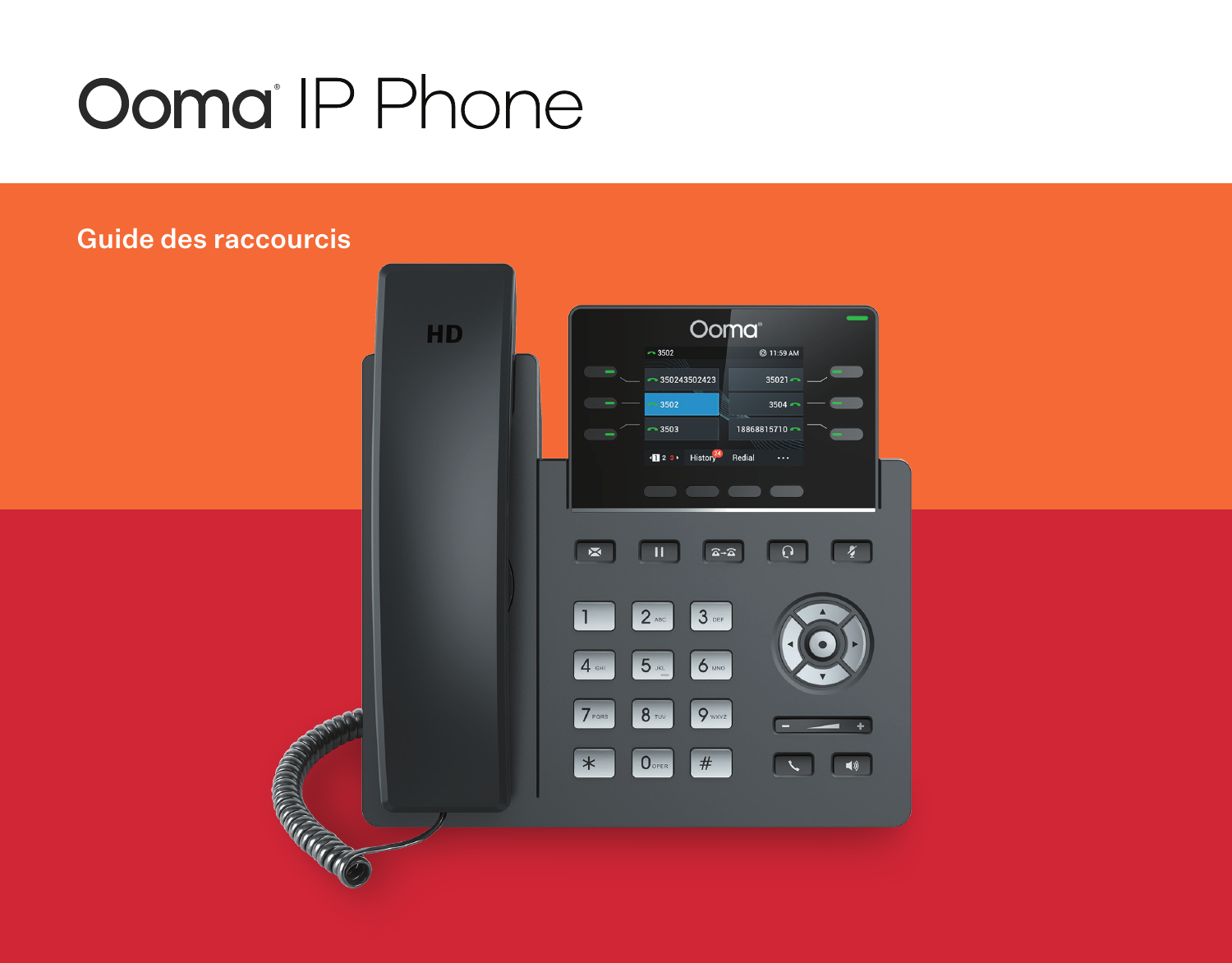# Ooma® IP Phone

## Guide des raccourcis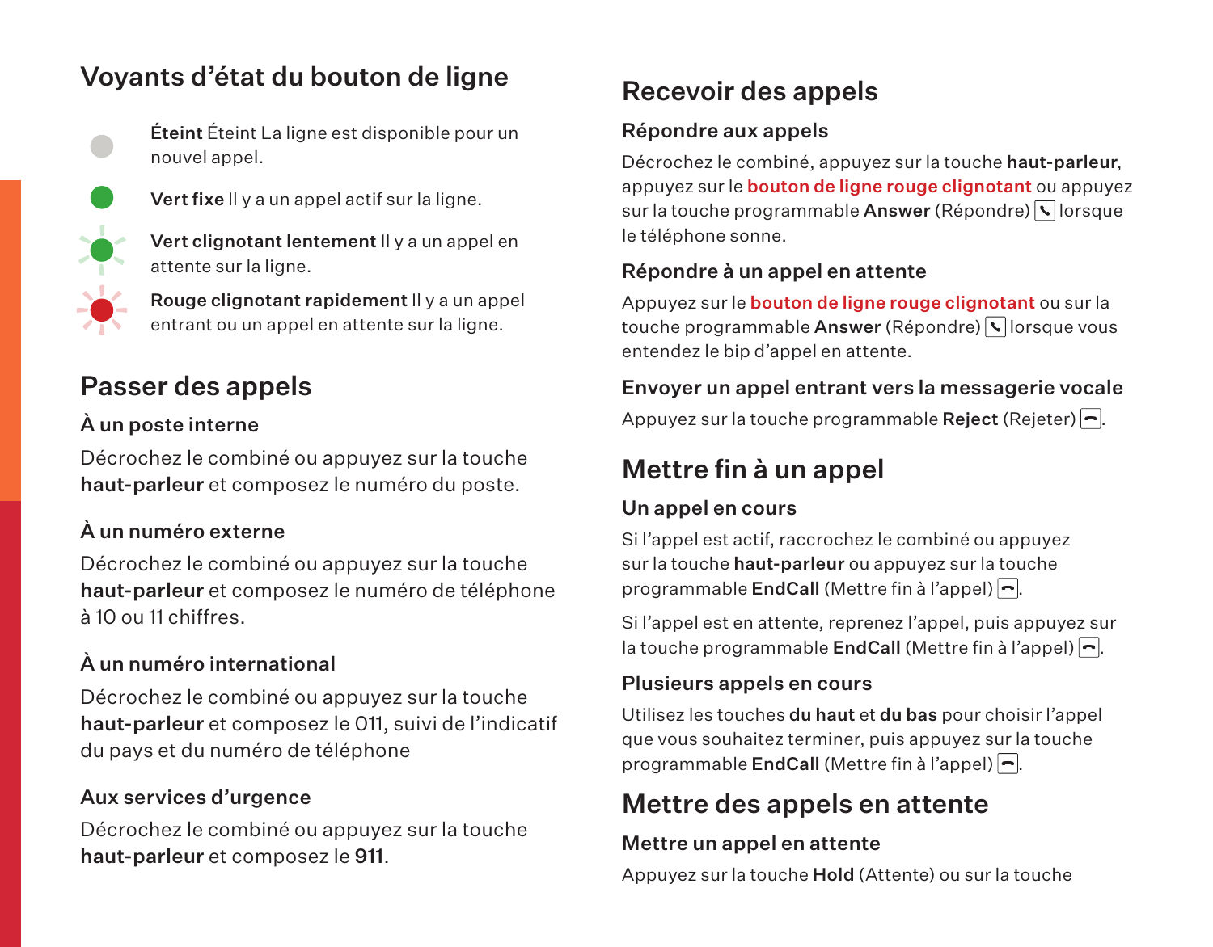## Voyants d'état du bouton de ligne

**Éteint** Éteint La ligne est disponible pour un nouvel appel.

**Vert fixe** Il y a un appel actif sur la ligne.

**Vert clignotant lentement** Il y a un appel en attente sur la ligne.

**Rouge clignotant rapidement** Il y a un appel entrant ou un appel en attente sur la ligne.

## Passer des appels

### À un poste interne

Décrochez le combiné ou appuyez sur la touche **haut-parleur** et composez le numéro du poste.

### À un numéro externe

Décrochez le combiné ou appuyez sur la touche **haut-parleur** et composez le numéro de téléphone à 10 ou 11 chiffres.

### À un numéro international

Décrochez le combiné ou appuyez sur la touche **haut-parleur** et composez le 011, suivi de l'indicatif du pays et du numéro de téléphone

### Aux services d'urgence

Décrochez le combiné ou appuyez sur la touche **haut-parleur** et composez le **911**.

## Recevoir des appels

### Répondre aux appels

Décrochez le combiné, appuyez sur la touche **haut-parleur**, appuyez sur le **bouton de ligne rouge clignotant** ou appuyez sur la touche programmable **Answer** (Répondre) lorsque le téléphone sonne.

### Répondre à un appel en attente

Appuyez sur le **bouton de ligne rouge clignotant** ou sur la touche programmable **Answer** (Répondre) lorsque vous entendez le bip d'appel en attente.

### Envoyer un appel entrant vers la messagerie vocale

Appuyez sur la touche programmable **Reject** (Rejeter).

## Mettre fin à un appel

### Un appel en cours

Si l'appel est actif, raccrochez le combiné ou appuyez sur la touche **haut-parleur** ou appuyez sur la touche programmable **EndCall** (Mettre fin à l'appel).

Si l'appel est en attente, reprenez l'appel, puis appuyez sur la touche programmable **EndCall** (Mettre fin à l'appel).

### Plusieurs appels en cours

Utilisez les touches **du haut** et **du bas** pour choisir l'appel que vous souhaitez terminer, puis appuyez sur la touche programmable **EndCall** (Mettre fin à l'appel).

## Mettre des appels en attente

### Mettre un appel en attente

Appuyez sur la touche **Hold** (Attente) ou sur la touche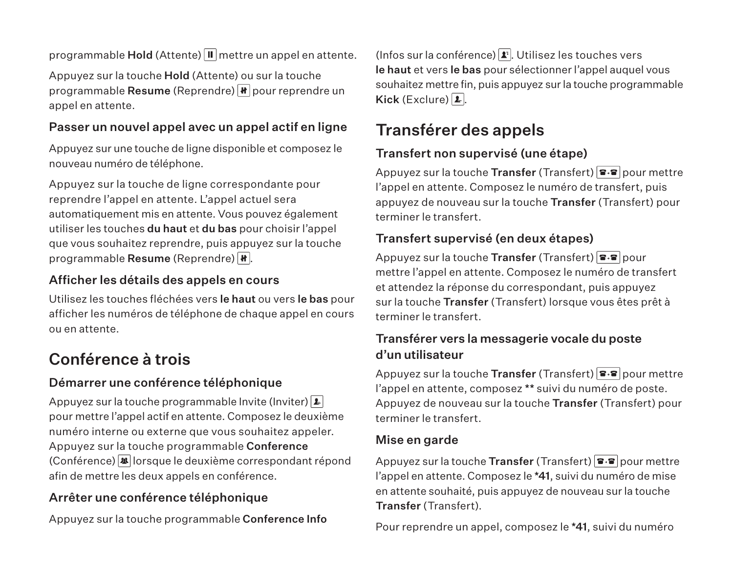programmable **Hold** (Attente) mettre un appel en attente.

Appuyez sur la touche **Hold** (Attente) ou sur la touche programmable **Resume** (Reprendre) pour reprendre un appel en attente.

### Passer un nouvel appel avec un appel actif en ligne

Appuyez sur une touche de ligne disponible et composez le nouveau numéro de téléphone.

Appuyez sur la touche de ligne correspondante pour reprendre l'appel en attente. L'appel actuel sera automatiquement mis en attente. Vous pouvez également utiliser les touches **du haut** et **du bas** pour choisir l'appel que vous souhaitez reprendre, puis appuyez sur la touche programmable **Resume** (Reprendre).

### Afficher les détails des appels en cours

Utilisez les touches fléchées vers **le haut** ou vers **le bas** pour afficher les numéros de téléphone de chaque appel en cours ou en attente.

## Conférence à trois

### Démarrer une conférence téléphonique

Appuyez sur la touche programmable Invite (Inviter) pour mettre l'appel actif en attente. Composez le deuxième numéro interne ou externe que vous souhaitez appeler. Appuyez sur la touche programmable **Conference** (Conférence) lorsque le deuxième correspondant répond afin de mettre les deux appels en conférence.

### Arrêter une conférence téléphonique

Appuyez sur la touche programmable **Conference Info** (Infos sur la conférence). Utilisez les touches vers **le haut** et vers **le bas** pour sélectionner l'appel auquel vous souhaitez mettre fin, puis appuyez sur la touche programmable **Kick** (Exclure).

## Transférer des appels

### Transfert non supervisé (une étape)

Appuyez sur la touche **Transfer** (Transfert) pour mettre l'appel en attente. Composez le numéro de transfert, puis appuyez de nouveau sur la touche **Transfer** (Transfert) pour terminer le transfert.

### Transfert supervisé (en deux étapes)

Appuyez sur la touche **Transfer** (Transfert) pour mettre l'appel en attente. Composez le numéro de transfert et attendez la réponse du correspondant, puis appuyez sur la touche **Transfer** (Transfert) lorsque vous êtes prêt à terminer le transfert.

### Transférer vers la messagerie vocale du poste d'un utilisateur

Appuyez sur la touche **Transfer** (Transfert) pour mettre l'appel en attente, composez ** suivi du numéro de poste. Appuyez de nouveau sur la touche **Transfer** (Transfert) pour terminer le transfert.

### Mise en garde

Appuyez sur la touche **Transfer** (Transfert) pour mettre l'appel en attente. Composez le ***41**, suivi du numéro de mise en attente souhaité, puis appuyez de nouveau sur la touche **Transfer** (Transfert).

Pour reprendre un appel, composez le ***41**, suivi du numéro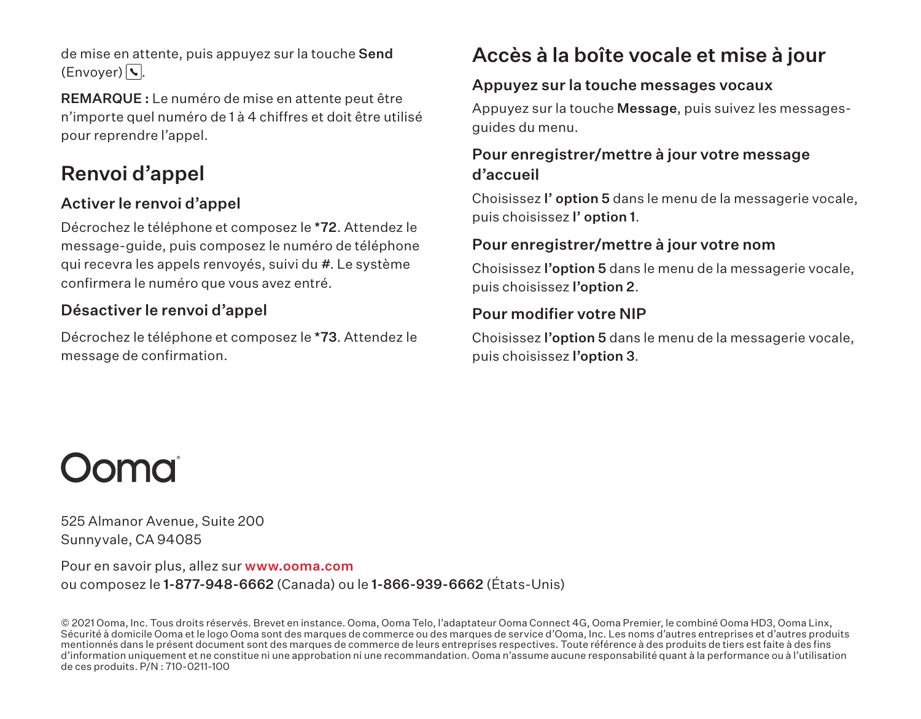de mise en attente, puis appuyez sur la touche **Send** (Envoyer) .

**REMARQUE :** Le numéro de mise en attente peut être n'importe quel numéro de 1 à 4 chiffres et doit être utilisé pour reprendre l'appel.

## Renvoi d'appel

### Activer le renvoi d'appel

Décrochez le téléphone et composez le ***72**. Attendez le message-guide, puis composez le numéro de téléphone qui recevra les appels renvoyés, suivi du **#**. Le système confirmera le numéro que vous avez entré.

### Désactiver le renvoi d'appel

Décrochez le téléphone et composez le ***73**. Attendez le message de confirmation.

## Accès à la boîte vocale et mise à jour

### Appuyez sur la touche messages vocaux

Appuyez sur la touche **Message**, puis suivez les messages-guides du menu.

### Pour enregistrer/mettre à jour votre message d'accueil

Choisissez **l' option 5** dans le menu de la messagerie vocale, puis choisissez **l' option 1**.

### Pour enregistrer/mettre à jour votre nom

Choisissez **l'option 5** dans le menu de la messagerie vocale, puis choisissez **l'option 2**.

### Pour modifier votre NIP

Choisissez **l'option 5** dans le menu de la messagerie vocale, puis choisissez **l'option 3**.

Ooma

525 Almanor Avenue, Suite 200
Sunnyvale, CA 94085

Pour en savoir plus, allez sur **www.ooma.com**
ou composez le **1-877-948-6662** (Canada) ou le **1-866-939-6662** (États-Unis)

© 2021 Ooma, Inc. Tous droits réservés. Brevet en instance. Ooma, Ooma Telo, l'adaptateur Ooma Connect 4G, Ooma Premier, le combiné Ooma HD3, Ooma Linx, Sécurité à domicile Ooma et le logo Ooma sont des marques de commerce ou des marques de service d'Ooma, Inc. Les noms d'autres entreprises et d'autres produits mentionnés dans le présent document sont des marques de commerce de leurs entreprises respectives. Toute référence à des produits de tiers est faite à des fins d'information uniquement et ne constitue ni une approbation ni une recommandation. Ooma n'assume aucune responsabilité quant à la performance ou à l'utilisation de ces produits. P/N : 710-0211-100